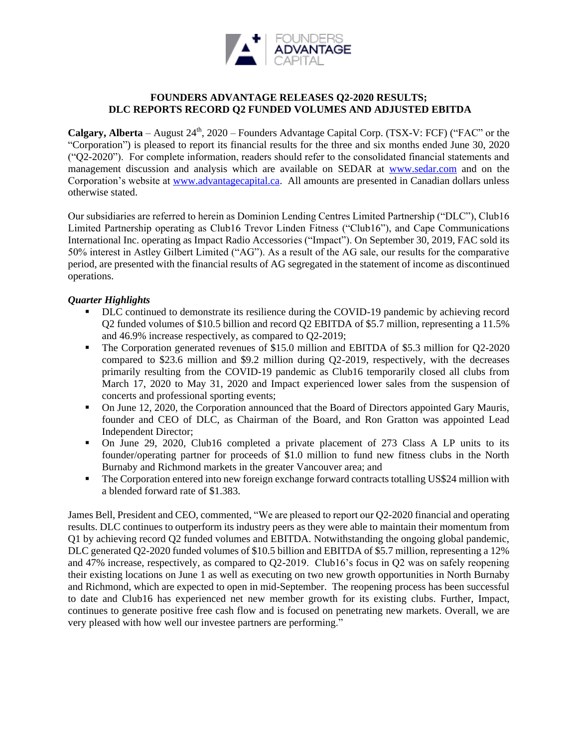FOUNDERS ADVANTAGE CAPITAL

# FOUNDERS ADVANTAGE RELEASES Q2-2020 RESULTS; DLC REPORTS RECORD Q2 FUNDED VOLUMES AND ADJUSTED EBITDA

**Calgary, Alberta** – August 24th, 2020 – Founders Advantage Capital Corp. (TSX-V: FCF) ("FAC" or the "Corporation") is pleased to report its financial results for the three and six months ended June 30, 2020 ("Q2-2020"). For complete information, readers should refer to the consolidated financial statements and management discussion and analysis which are available on SEDAR at www.sedar.com and on the Corporation's website at www.advantagecapital.ca. All amounts are presented in Canadian dollars unless otherwise stated.

Our subsidiaries are referred to herein as Dominion Lending Centres Limited Partnership ("DLC"), Club16 Limited Partnership operating as Club16 Trevor Linden Fitness ("Club16"), and Cape Communications International Inc. operating as Impact Radio Accessories ("Impact"). On September 30, 2019, FAC sold its 50% interest in Astley Gilbert Limited ("AG"). As a result of the AG sale, our results for the comparative period, are presented with the financial results of AG segregated in the statement of income as discontinued operations.

### *Quarter Highlights*

- DLC continued to demonstrate its resilience during the COVID-19 pandemic by achieving record Q2 funded volumes of $10.5 billion and record Q2 EBITDA of $5.7 million, representing a 11.5% and 46.9% increase respectively, as compared to Q2-2019;
- The Corporation generated revenues of $15.0 million and EBITDA of $5.3 million for Q2-2020 compared to $23.6 million and $9.2 million during Q2-2019, respectively, with the decreases primarily resulting from the COVID-19 pandemic as Club16 temporarily closed all clubs from March 17, 2020 to May 31, 2020 and Impact experienced lower sales from the suspension of concerts and professional sporting events;
- On June 12, 2020, the Corporation announced that the Board of Directors appointed Gary Mauris, founder and CEO of DLC, as Chairman of the Board, and Ron Gratton was appointed Lead Independent Director;
- On June 29, 2020, Club16 completed a private placement of 273 Class A LP units to its founder/operating partner for proceeds of $1.0 million to fund new fitness clubs in the North Burnaby and Richmond markets in the greater Vancouver area; and
- The Corporation entered into new foreign exchange forward contracts totalling US$24 million with a blended forward rate of $1.383.

James Bell, President and CEO, commented, "We are pleased to report our Q2-2020 financial and operating results. DLC continues to outperform its industry peers as they were able to maintain their momentum from Q1 by achieving record Q2 funded volumes and EBITDA. Notwithstanding the ongoing global pandemic, DLC generated Q2-2020 funded volumes of $10.5 billion and EBITDA of $5.7 million, representing a 12% and 47% increase, respectively, as compared to Q2-2019. Club16's focus in Q2 was on safely reopening their existing locations on June 1 as well as executing on two new growth opportunities in North Burnaby and Richmond, which are expected to open in mid-September. The reopening process has been successful to date and Club16 has experienced net new member growth for its existing clubs. Further, Impact, continues to generate positive free cash flow and is focused on penetrating new markets. Overall, we are very pleased with how well our investee partners are performing."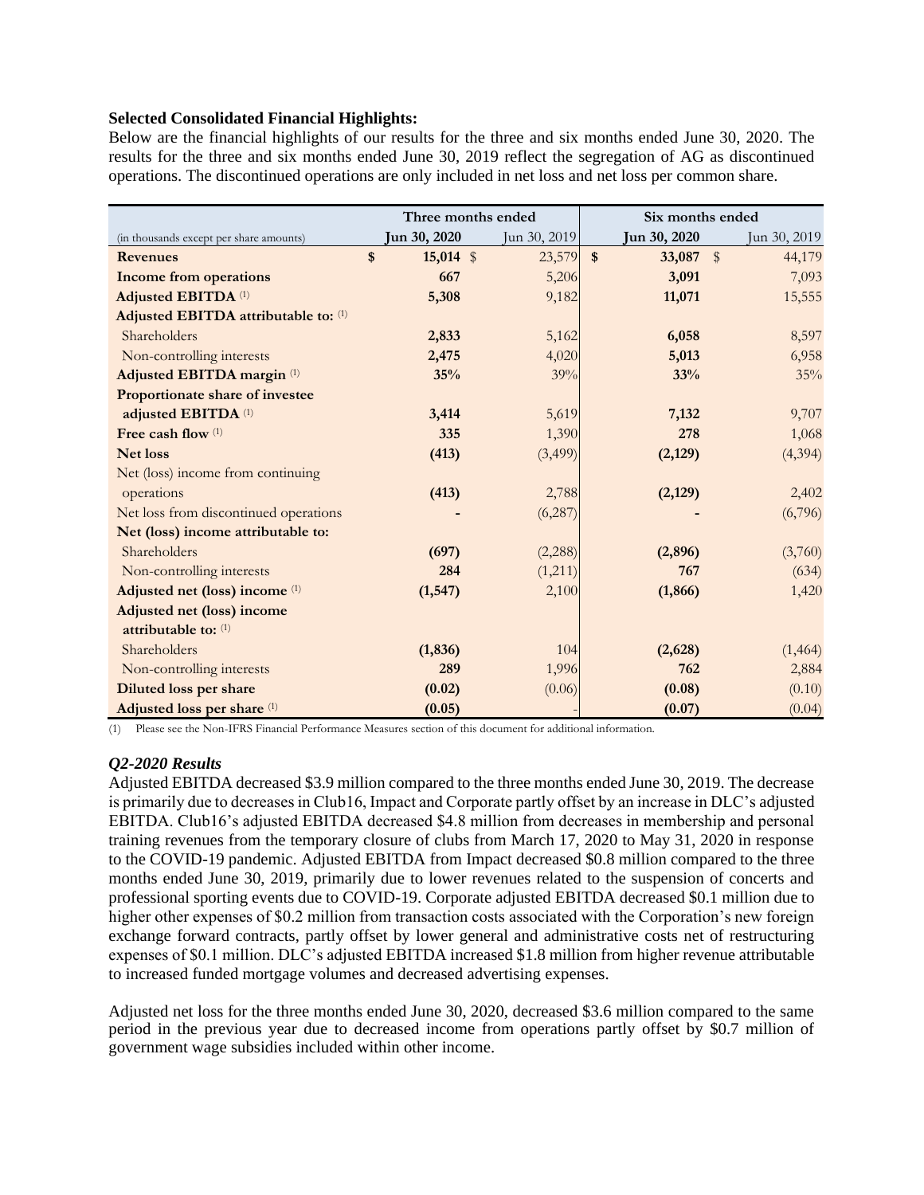**Selected Consolidated Financial Highlights:**

Below are the financial highlights of our results for the three and six months ended June 30, 2020. The results for the three and six months ended June 30, 2019 reflect the segregation of AG as discontinued operations. The discontinued operations are only included in net loss and net loss per common share.

| (in thousands except per share amounts) | Three months ended | | Six months ended | |
|---|---|---|---|---|
| | **Jun 30, 2020** | Jun 30, 2019 | **Jun 30, 2020** | Jun 30, 2019 |
| **Revenues** | **$ 15,014** | $ 23,579 | **$ 33,087** | $ 44,179 |
| **Income from operations** | **667** | 5,206 | **3,091** | 7,093 |
| **Adjusted EBITDA** (1) | **5,308** | 9,182 | **11,071** | 15,555 |
| **Adjusted EBITDA attributable to:** (1) | | | | |
| Shareholders | **2,833** | 5,162 | **6,058** | 8,597 |
| Non-controlling interests | **2,475** | 4,020 | **5,013** | 6,958 |
| **Adjusted EBITDA margin** (1) | **35%** | 39% | **33%** | 35% |
| **Proportionate share of investee adjusted EBITDA** (1) | **3,414** | 5,619 | **7,132** | 9,707 |
| **Free cash flow** (1) | **335** | 1,390 | **278** | 1,068 |
| **Net loss** | **(413)** | (3,499) | **(2,129)** | (4,394) |
| Net (loss) income from continuing operations | **(413)** | 2,788 | **(2,129)** | 2,402 |
| Net loss from discontinued operations | **-** | (6,287) | **-** | (6,796) |
| **Net (loss) income attributable to:** | | | | |
| Shareholders | **(697)** | (2,288) | **(2,896)** | (3,760) |
| Non-controlling interests | **284** | (1,211) | **767** | (634) |
| **Adjusted net (loss) income** (1) | **(1,547)** | 2,100 | **(1,866)** | 1,420 |
| **Adjusted net (loss) income attributable to:** (1) | | | | |
| Shareholders | **(1,836)** | 104 | **(2,628)** | (1,464) |
| Non-controlling interests | **289** | 1,996 | **762** | 2,884 |
| **Diluted loss per share** | **(0.02)** | (0.06) | **(0.08)** | (0.10) |
| **Adjusted loss per share** (1) | **(0.05)** | - | **(0.07)** | (0.04) |

(1) Please see the Non-IFRS Financial Performance Measures section of this document for additional information.

***Q2-2020 Results***

Adjusted EBITDA decreased $3.9 million compared to the three months ended June 30, 2019. The decrease is primarily due to decreases in Club16, Impact and Corporate partly offset by an increase in DLC's adjusted EBITDA. Club16's adjusted EBITDA decreased $4.8 million from decreases in membership and personal training revenues from the temporary closure of clubs from March 17, 2020 to May 31, 2020 in response to the COVID-19 pandemic. Adjusted EBITDA from Impact decreased $0.8 million compared to the three months ended June 30, 2019, primarily due to lower revenues related to the suspension of concerts and professional sporting events due to COVID-19. Corporate adjusted EBITDA decreased $0.1 million due to higher other expenses of $0.2 million from transaction costs associated with the Corporation's new foreign exchange forward contracts, partly offset by lower general and administrative costs net of restructuring expenses of $0.1 million. DLC's adjusted EBITDA increased $1.8 million from higher revenue attributable to increased funded mortgage volumes and decreased advertising expenses.

Adjusted net loss for the three months ended June 30, 2020, decreased $3.6 million compared to the same period in the previous year due to decreased income from operations partly offset by $0.7 million of government wage subsidies included within other income.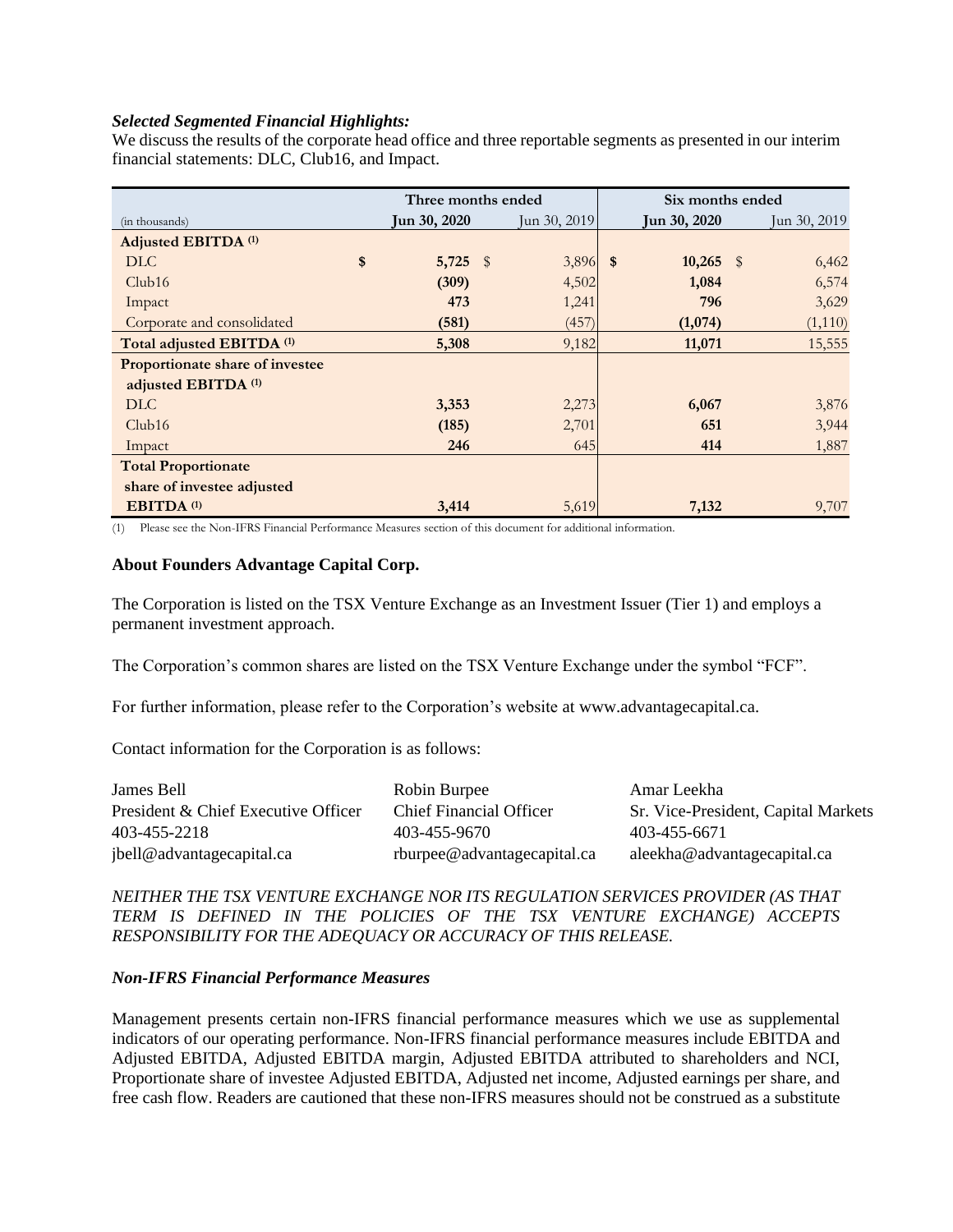***Selected Segmented Financial Highlights:***

We discuss the results of the corporate head office and three reportable segments as presented in our interim financial statements: DLC, Club16, and Impact.

| | Three months ended | | Six months ended | |
|---|---|---|---|---|
| (in thousands) | **Jun 30, 2020** | Jun 30, 2019 | **Jun 30, 2020** | Jun 30, 2019 |
| **Adjusted EBITDA (1)** | | | | |
| DLC | **$ 5,725** | $ 3,896 | **$ 10,265** | $ 6,462 |
| Club16 | **(309)** | 4,502 | **1,084** | 6,574 |
| Impact | **473** | 1,241 | **796** | 3,629 |
| Corporate and consolidated | **(581)** | (457) | **(1,074)** | (1,110) |
| **Total adjusted EBITDA (1)** | **5,308** | 9,182 | **11,071** | 15,555 |
| **Proportionate share of investee adjusted EBITDA (1)** | | | | |
| DLC | **3,353** | 2,273 | **6,067** | 3,876 |
| Club16 | **(185)** | 2,701 | **651** | 3,944 |
| Impact | **246** | 645 | **414** | 1,887 |
| **Total Proportionate share of investee adjusted EBITDA (1)** | **3,414** | 5,619 | **7,132** | 9,707 |

(1) Please see the Non-IFRS Financial Performance Measures section of this document for additional information.

**About Founders Advantage Capital Corp.**

The Corporation is listed on the TSX Venture Exchange as an Investment Issuer (Tier 1) and employs a permanent investment approach.

The Corporation's common shares are listed on the TSX Venture Exchange under the symbol "FCF".

For further information, please refer to the Corporation's website at www.advantagecapital.ca.

Contact information for the Corporation is as follows:

| James Bell | Robin Burpee | Amar Leekha |
|---|---|---|
| President & Chief Executive Officer | Chief Financial Officer | Sr. Vice-President, Capital Markets |
| 403-455-2218 | 403-455-9670 | 403-455-6671 |
| jbell@advantagecapital.ca | rburpee@advantagecapital.ca | aleekha@advantagecapital.ca |

*NEITHER THE TSX VENTURE EXCHANGE NOR ITS REGULATION SERVICES PROVIDER (AS THAT TERM IS DEFINED IN THE POLICIES OF THE TSX VENTURE EXCHANGE) ACCEPTS RESPONSIBILITY FOR THE ADEQUACY OR ACCURACY OF THIS RELEASE.*

***Non-IFRS Financial Performance Measures***

Management presents certain non-IFRS financial performance measures which we use as supplemental indicators of our operating performance. Non-IFRS financial performance measures include EBITDA and Adjusted EBITDA, Adjusted EBITDA margin, Adjusted EBITDA attributed to shareholders and NCI, Proportionate share of investee Adjusted EBITDA, Adjusted net income, Adjusted earnings per share, and free cash flow. Readers are cautioned that these non-IFRS measures should not be construed as a substitute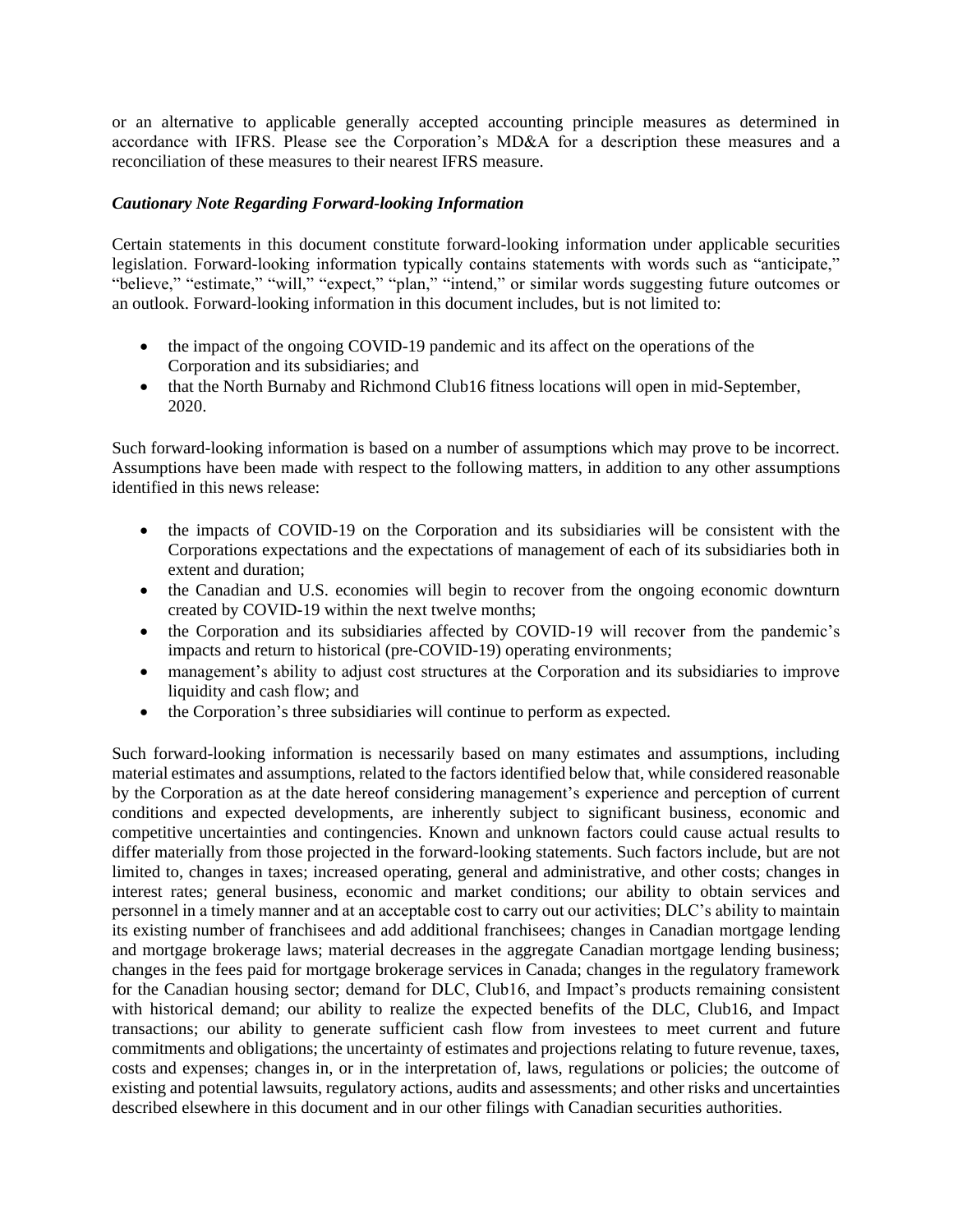or an alternative to applicable generally accepted accounting principle measures as determined in accordance with IFRS. Please see the Corporation's MD&A for a description these measures and a reconciliation of these measures to their nearest IFRS measure.

***Cautionary Note Regarding Forward-looking Information***

Certain statements in this document constitute forward-looking information under applicable securities legislation. Forward-looking information typically contains statements with words such as "anticipate," "believe," "estimate," "will," "expect," "plan," "intend," or similar words suggesting future outcomes or an outlook. Forward-looking information in this document includes, but is not limited to:

- the impact of the ongoing COVID-19 pandemic and its affect on the operations of the Corporation and its subsidiaries; and
- that the North Burnaby and Richmond Club16 fitness locations will open in mid-September, 2020.

Such forward-looking information is based on a number of assumptions which may prove to be incorrect. Assumptions have been made with respect to the following matters, in addition to any other assumptions identified in this news release:

- the impacts of COVID-19 on the Corporation and its subsidiaries will be consistent with the Corporations expectations and the expectations of management of each of its subsidiaries both in extent and duration;
- the Canadian and U.S. economies will begin to recover from the ongoing economic downturn created by COVID-19 within the next twelve months;
- the Corporation and its subsidiaries affected by COVID-19 will recover from the pandemic's impacts and return to historical (pre-COVID-19) operating environments;
- management's ability to adjust cost structures at the Corporation and its subsidiaries to improve liquidity and cash flow; and
- the Corporation's three subsidiaries will continue to perform as expected.

Such forward-looking information is necessarily based on many estimates and assumptions, including material estimates and assumptions, related to the factors identified below that, while considered reasonable by the Corporation as at the date hereof considering management's experience and perception of current conditions and expected developments, are inherently subject to significant business, economic and competitive uncertainties and contingencies. Known and unknown factors could cause actual results to differ materially from those projected in the forward-looking statements. Such factors include, but are not limited to, changes in taxes; increased operating, general and administrative, and other costs; changes in interest rates; general business, economic and market conditions; our ability to obtain services and personnel in a timely manner and at an acceptable cost to carry out our activities; DLC's ability to maintain its existing number of franchisees and add additional franchisees; changes in Canadian mortgage lending and mortgage brokerage laws; material decreases in the aggregate Canadian mortgage lending business; changes in the fees paid for mortgage brokerage services in Canada; changes in the regulatory framework for the Canadian housing sector; demand for DLC, Club16, and Impact's products remaining consistent with historical demand; our ability to realize the expected benefits of the DLC, Club16, and Impact transactions; our ability to generate sufficient cash flow from investees to meet current and future commitments and obligations; the uncertainty of estimates and projections relating to future revenue, taxes, costs and expenses; changes in, or in the interpretation of, laws, regulations or policies; the outcome of existing and potential lawsuits, regulatory actions, audits and assessments; and other risks and uncertainties described elsewhere in this document and in our other filings with Canadian securities authorities.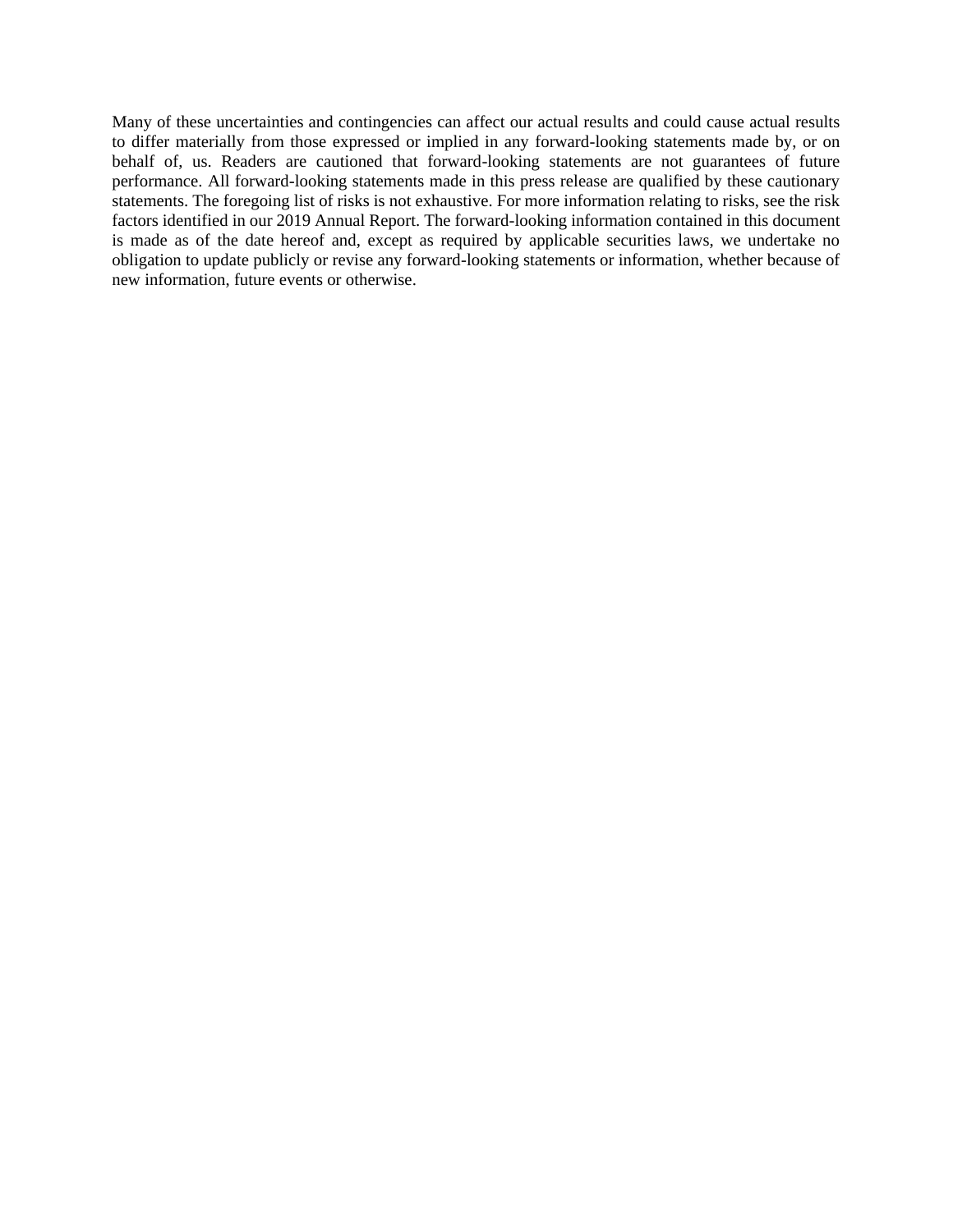Many of these uncertainties and contingencies can affect our actual results and could cause actual results to differ materially from those expressed or implied in any forward-looking statements made by, or on behalf of, us. Readers are cautioned that forward-looking statements are not guarantees of future performance. All forward-looking statements made in this press release are qualified by these cautionary statements. The foregoing list of risks is not exhaustive. For more information relating to risks, see the risk factors identified in our 2019 Annual Report. The forward-looking information contained in this document is made as of the date hereof and, except as required by applicable securities laws, we undertake no obligation to update publicly or revise any forward-looking statements or information, whether because of new information, future events or otherwise.